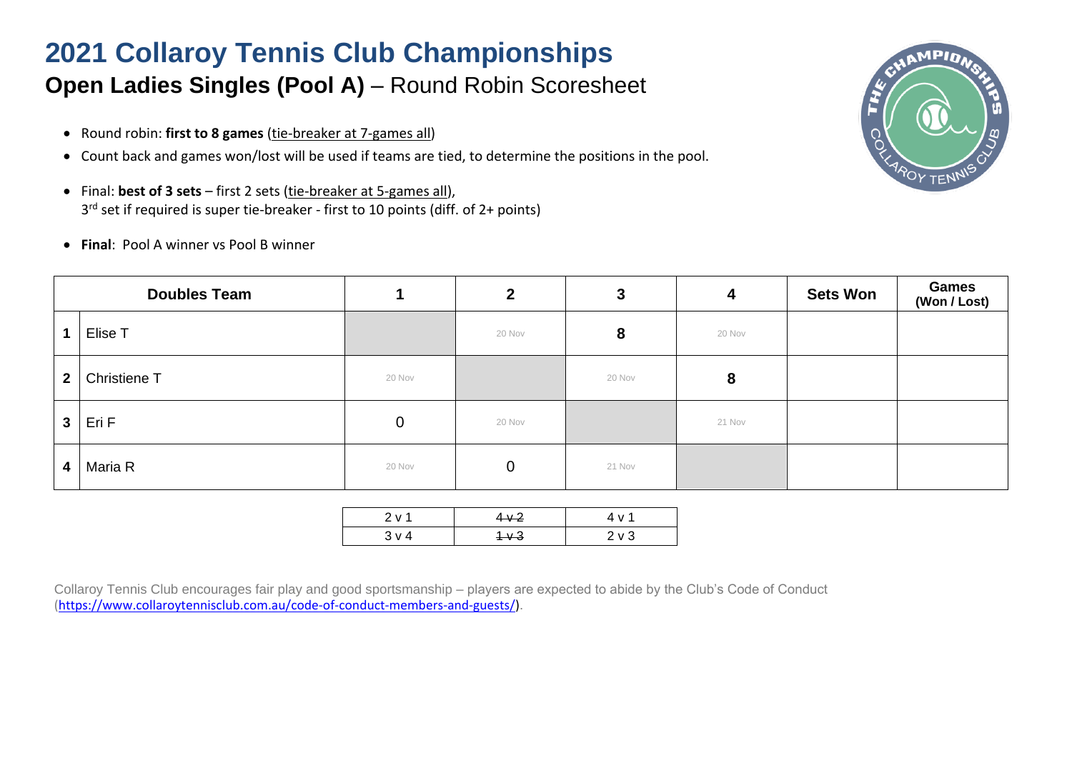# 2021 Collaroy Tennis Club Championships

## **Open Ladies Singles (Pool A)** – Round Robin Scoresheet

- Round robin: **first to 8 games** (tie-breaker at 7-games all)
- Count back and games won/lost will be used if teams are tied, to determine the positions in the pool.

- Final: **best of 3 sets** – first 2 sets (tie-breaker at 5-games all), 3rd set if required is super tie-breaker - first to 10 points (diff. of 2+ points)

- **Final**: Pool A winner vs Pool B winner

| | Doubles Team | 1 | 2 | 3 | 4 | Sets Won | Games (Won / Lost) |
|---|---|---|---|---|---|---|---|
| 1 | Elise T | | 20 Nov | 8 | 20 Nov | | |
| 2 | Christiene T | 20 Nov | | 20 Nov | 8 | | |
| 3 | Eri F | 0 | 20 Nov | | 21 Nov | | |
| 4 | Maria R | 20 Nov | 0 | 21 Nov | | | |

| | | |
|---|---|---|
| 2 v 1 | ~~4 v 2~~ | 4 v 1 |
| 3 v 4 | ~~1 v 3~~ | 2 v 3 |

Collaroy Tennis Club encourages fair play and good sportsmanship – players are expected to abide by the Club's Code of Conduct (https://www.collaroytennisclub.com.au/code-of-conduct-members-and-guests/).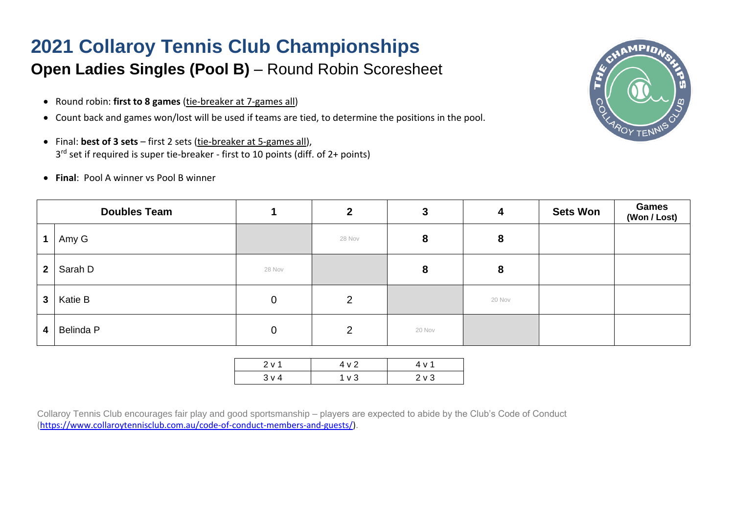# 2021 Collaroy Tennis Club Championships

## **Open Ladies Singles (Pool B)** – Round Robin Scoresheet

- Round robin: **first to 8 games** (tie-breaker at 7-games all)
- Count back and games won/lost will be used if teams are tied, to determine the positions in the pool.
- Final: **best of 3 sets** – first 2 sets (tie-breaker at 5-games all), 3rd set if required is super tie-breaker - first to 10 points (diff. of 2+ points)
- **Final**: Pool A winner vs Pool B winner

| Doubles Team | | 1 | 2 | 3 | 4 | Sets Won | Games (Won / Lost) |
|---|---|---|---|---|---|---|---|
| 1 | Amy G | | 28 Nov | 8 | 8 | | |
| 2 | Sarah D | 28 Nov | | 8 | 8 | | |
| 3 | Katie B | 0 | 2 | | 20 Nov | | |
| 4 | Belinda P | 0 | 2 | 20 Nov | | | |

| | | |
|---|---|---|
| 2 v 1 | 4 v 2 | 4 v 1 |
| 3 v 4 | 1 v 3 | 2 v 3 |

Collaroy Tennis Club encourages fair play and good sportsmanship – players are expected to abide by the Club's Code of Conduct (https://www.collaroytennisclub.com.au/code-of-conduct-members-and-guests/).